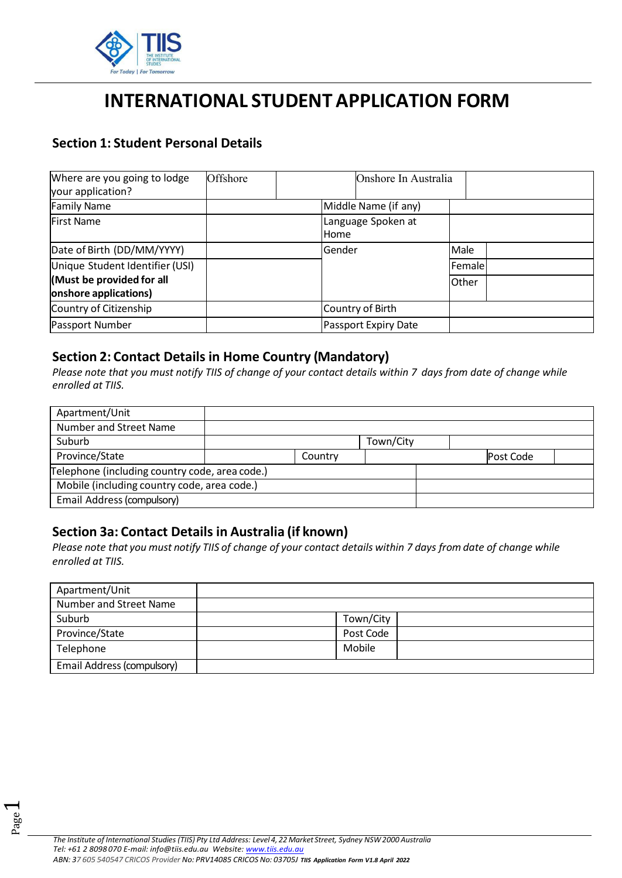# INTERNATIONAL STUDENT APPLICATION FORM

## Section 1: Student Personal Details

| Where are you going to lodge your application? | Offshore | | Onshore In Australia | | |
|---|---|---|---|---|---|
| Family Name | | Middle Name (if any) | | | |
| First Name | | Language Spoken at Home | | | |
| Date of Birth (DD/MM/YYYY) | | Gender | Male | | |
| Unique Student Identifier (USI) **(Must be provided for all onshore applications)** | | | Female | | |
| | | | Other | | |
| Country of Citizenship | | Country of Birth | | | |
| Passport Number | | Passport Expiry Date | | | |

## Section 2: Contact Details in Home Country (Mandatory)

*Please note that you must notify TIIS of change of your contact details within 7 days from date of change while enrolled at TIIS.*

| Apartment/Unit | | | | | |
|---|---|---|---|---|---|
| Number and Street Name | | | | | |
| Suburb | | Town/City | | | |
| Province/State | | Country | | Post Code | |
| Telephone (including country code, area code.) | | | | | |
| Mobile (including country code, area code.) | | | | | |
| Email Address (compulsory) | | | | | |

## Section 3a: Contact Details in Australia (if known)

*Please note that you must notify TIIS of change of your contact details within 7 days from date of change while enrolled at TIIS.*

| Apartment/Unit | | | |
|---|---|---|---|
| Number and Street Name | | | |
| Suburb | | Town/City | |
| Province/State | | Post Code | |
| Telephone | | Mobile | |
| Email Address (compulsory) | | | |

*The Institute of International Studies (TIIS) Pty Ltd Address: Level 4, 22 Market Street, Sydney NSW 2000 Australia*
*Tel: +61 2 8098 070 E-mail: info@tiis.edu.au Website: www.tiis.edu.au*
*ABN: 37 605 540547 CRICOS Provider No: PRV14085 CRICOS No: 03705J* ***TIIS Application Form V1.8 April 2022***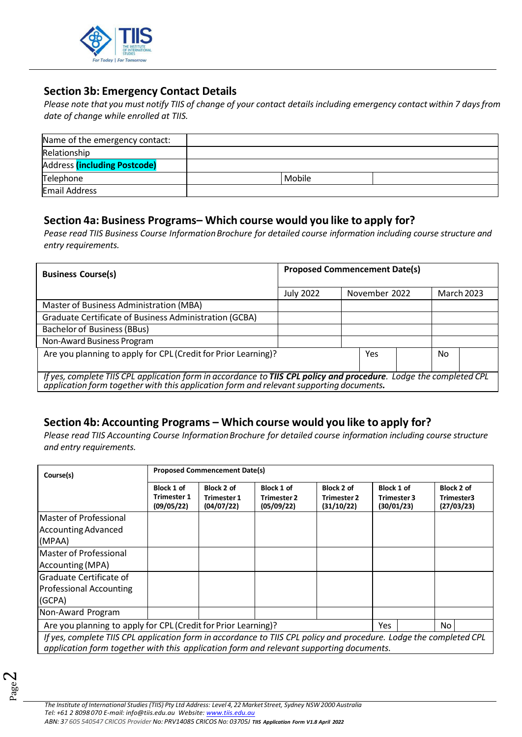## Section 3b: Emergency Contact Details

*Please note that you must notify TIIS of change of your contact details including emergency contact within 7 days from date of change while enrolled at TIIS.*

| Name of the emergency contact: | | | |
|---|---|---|---|
| Relationship | | | |
| Address **(including Postcode)** | | | |
| Telephone | | Mobile | |
| Email Address | | | |

## Section 4a: Business Programs– Which course would you like to apply for?

*Pease read TIIS Business Course Information Brochure for detailed course information including course structure and entry requirements.*

| Business Course(s) | Proposed Commencement Date(s) | | |
|---|---|---|---|
| | July 2022 | November 2022 | March 2023 |
| Master of Business Administration (MBA) | | | |
| Graduate Certificate of Business Administration (GCBA) | | | |
| Bachelor of Business (BBus) | | | |
| Non-Award Business Program | | | |
| Are you planning to apply for CPL (Credit for Prior Learning)? | | Yes | No |

*If yes, complete TIIS CPL application form in accordance to **TIIS CPL policy and procedure**. Lodge the completed CPL application form together with this application form and relevant supporting documents.*

## Section 4b: Accounting Programs – Which course would you like to apply for?

*Please read TIIS Accounting Course Information Brochure for detailed course information including course structure and entry requirements.*

| Course(s) | Proposed Commencement Date(s) | | | | | |
|---|---|---|---|---|---|---|
| | Block 1 of Trimester 1 (09/05/22) | Block 2 of Trimester 1 (04/07/22) | Block 1 of Trimester 2 (05/09/22) | Block 2 of Trimester 2 (31/10/22) | Block 1 of Trimester 3 (30/01/23) | Block 2 of Trimester3 (27/03/23) |
| Master of Professional Accounting Advanced (MPAA) | | | | | | |
| Master of Professional Accounting (MPA) | | | | | | |
| Graduate Certificate of Professional Accounting (GCPA) | | | | | | |
| Non-Award Program | | | | | | |
| Are you planning to apply for CPL (Credit for Prior Learning)? | | | | | Yes | No |

*If yes, complete TIIS CPL application form in accordance to TIIS CPL policy and procedure. Lodge the completed CPL application form together with this application form and relevant supporting documents.*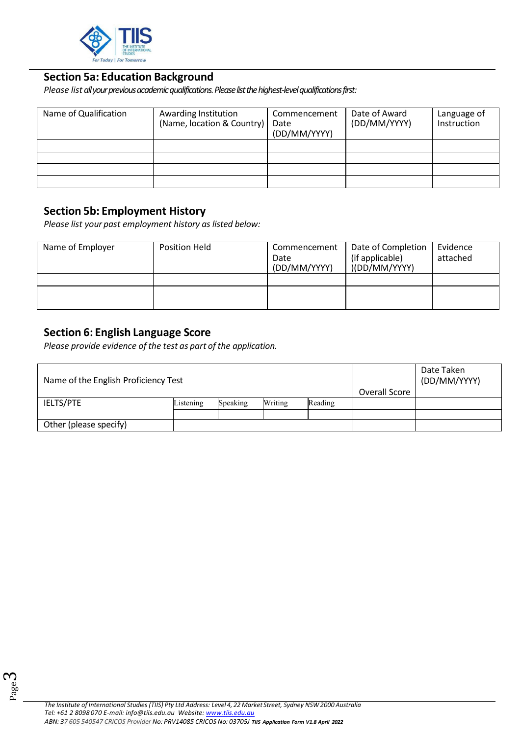## Section 5a: Education Background

*Please list all your previous academic qualifications. Please list the highest-level qualifications first:*

| Name of Qualification | Awarding Institution (Name, location & Country) | Commencement Date (DD/MM/YYYY) | Date of Award (DD/MM/YYYY) | Language of Instruction |
|---|---|---|---|---|
| | | | | |
| | | | | |
| | | | | |
| | | | | |

## Section 5b: Employment History

*Please list your past employment history as listed below:*

| Name of Employer | Position Held | Commencement Date (DD/MM/YYYY) | Date of Completion (if applicable) )(DD/MM/YYYY) | Evidence attached |
|---|---|---|---|---|
| | | | | |
| | | | | |
| | | | | |

## Section 6: English Language Score

*Please provide evidence of the test as part of the application.*

| Name of the English Proficiency Test | | | | | Overall Score | Date Taken (DD/MM/YYYY) |
|---|---|---|---|---|---|---|
| IELTS/PTE | Listening | Speaking | Writing | Reading | | |
| | | | | | | |
| Other (please specify) | | | | | | |

*The Institute of International Studies (TIIS) Pty Ltd Address: Level 4, 22 Market Street, Sydney NSW 2000 Australia*
*Tel: +61 2 8098 070 E-mail: info@tiis.edu.au Website: www.tiis.edu.au*
*ABN: 37 605 540547 CRICOS Provider No: PRV14085 CRICOS No: 03705J* ***TIIS Application Form V1.8 April 2022***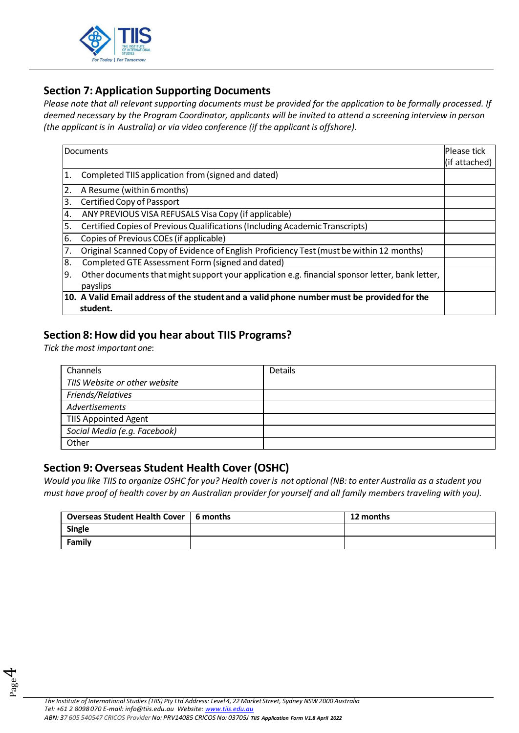## Section 7: Application Supporting Documents

*Please note that all relevant supporting documents must be provided for the application to be formally processed. If deemed necessary by the Program Coordinator, applicants will be invited to attend a screening interview in person (the applicant is in Australia) or via video conference (if the applicant is offshore).*

| Documents | Please tick (if attached) |
|---|---|
| 1. Completed TIIS application from (signed and dated) | |
| 2. A Resume (within 6 months) | |
| 3. Certified Copy of Passport | |
| 4. ANY PREVIOUS VISA REFUSALS Visa Copy (if applicable) | |
| 5. Certified Copies of Previous Qualifications (Including Academic Transcripts) | |
| 6. Copies of Previous COEs (if applicable) | |
| 7. Original Scanned Copy of Evidence of English Proficiency Test (must be within 12 months) | |
| 8. Completed GTE Assessment Form (signed and dated) | |
| 9. Other documents that might support your application e.g. financial sponsor letter, bank letter, payslips | |
| **10. A Valid Email address of the student and a valid phone number must be provided for the student.** | |

## Section 8: How did you hear about TIIS Programs?

*Tick the most important one*:

| Channels | Details |
|---|---|
| *TIIS Website or other website* | |
| *Friends/Relatives* | |
| *Advertisements* | |
| TIIS Appointed Agent | |
| *Social Media (e.g. Facebook)* | |
| Other | |

## Section 9: Overseas Student Health Cover (OSHC)

*Would you like TIIS to organize OSHC for you? Health cover is not optional (NB: to enter Australia as a student you must have proof of health cover by an Australian provider for yourself and all family members traveling with you).*

| **Overseas Student Health Cover** | **6 months** | **12 months** |
|---|---|---|
| **Single** | | |
| **Family** | | |

*The Institute of International Studies (TIIS) Pty Ltd Address: Level 4, 22 Market Street, Sydney NSW 2000 Australia*
*Tel: +61 2 8098 070 E-mail: info@tiis.edu.au Website: www.tiis.edu.au*
*ABN: 37 605 540547 CRICOS Provider No: PRV14085 CRICOS No: 03705J* ***TIIS Application Form V1.8 April 2022***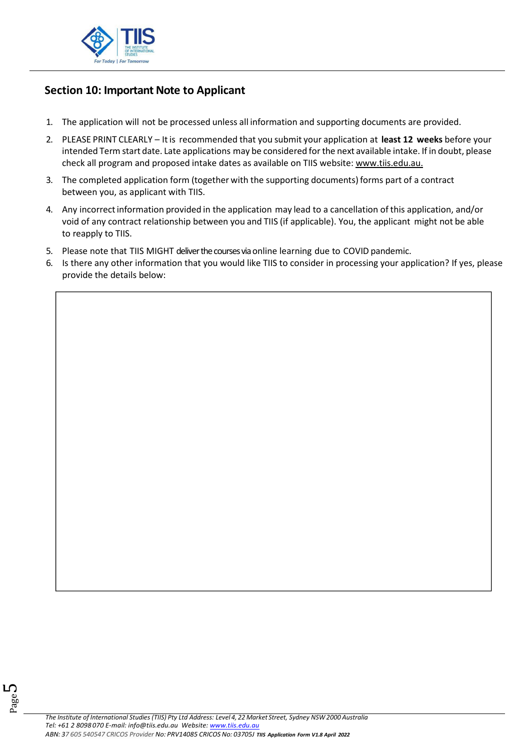## Section 10: Important Note to Applicant

1. The application will not be processed unless all information and supporting documents are provided.
2. PLEASE PRINT CLEARLY – It is recommended that you submit your application at **least 12 weeks** before your intended Term start date. Late applications may be considered for the next available intake. If in doubt, please check all program and proposed intake dates as available on TIIS website: www.tiis.edu.au.
3. The completed application form (together with the supporting documents) forms part of a contract between you, as applicant with TIIS.
4. Any incorrect information provided in the application may lead to a cancellation of this application, and/or void of any contract relationship between you and TIIS (if applicable). You, the applicant might not be able to reapply to TIIS.
5. Please note that TIIS MIGHT deliver the courses via online learning due to COVID pandemic.
6. Is there any other information that you would like TIIS to consider in processing your application? If yes, please provide the details below:

| |
|---|
| |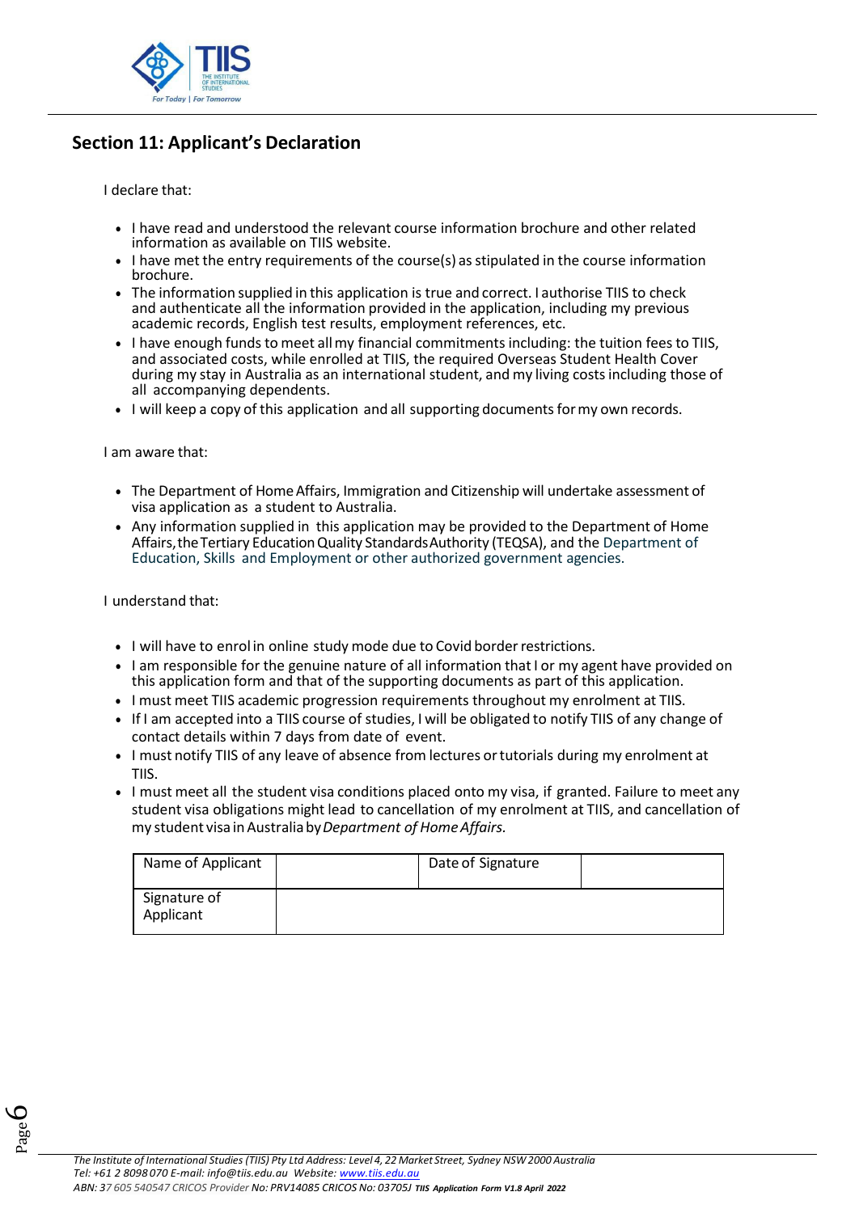## Section 11: Applicant's Declaration

I declare that:

- I have read and understood the relevant course information brochure and other related information as available on TIIS website.
- I have met the entry requirements of the course(s) as stipulated in the course information brochure.
- The information supplied in this application is true and correct. I authorise TIIS to check and authenticate all the information provided in the application, including my previous academic records, English test results, employment references, etc.
- I have enough funds to meet all my financial commitments including: the tuition fees to TIIS, and associated costs, while enrolled at TIIS, the required Overseas Student Health Cover during my stay in Australia as an international student, and my living costs including those of all accompanying dependents.
- I will keep a copy of this application and all supporting documents for my own records.

I am aware that:

- The Department of Home Affairs, Immigration and Citizenship will undertake assessment of visa application as a student to Australia.
- Any information supplied in this application may be provided to the Department of Home Affairs, the Tertiary Education Quality Standards Authority (TEQSA), and the Department of Education, Skills and Employment or other authorized government agencies.

I understand that:

- I will have to enrol in online study mode due to Covid border restrictions.
- I am responsible for the genuine nature of all information that I or my agent have provided on this application form and that of the supporting documents as part of this application.
- I must meet TIIS academic progression requirements throughout my enrolment at TIIS.
- If I am accepted into a TIIS course of studies, I will be obligated to notify TIIS of any change of contact details within 7 days from date of event.
- I must notify TIIS of any leave of absence from lectures or tutorials during my enrolment at TIIS.
- I must meet all the student visa conditions placed onto my visa, if granted. Failure to meet any student visa obligations might lead to cancellation of my enrolment at TIIS, and cancellation of my student visa in Australia by *Department of Home Affairs*.

| Name of Applicant | | Date of Signature | |
|---|---|---|---|
| Signature of Applicant | | | |

*The Institute of International Studies (TIIS) Pty Ltd Address: Level 4, 22 Market Street, Sydney NSW 2000 Australia*
*Tel: +61 2 8098 070 E-mail: info@tiis.edu.au Website: www.tiis.edu.au*
*ABN: 37 605 540547 CRICOS Provider No: PRV14085 CRICOS No: 03705J* ***TIIS Application Form V1.8 April 2022***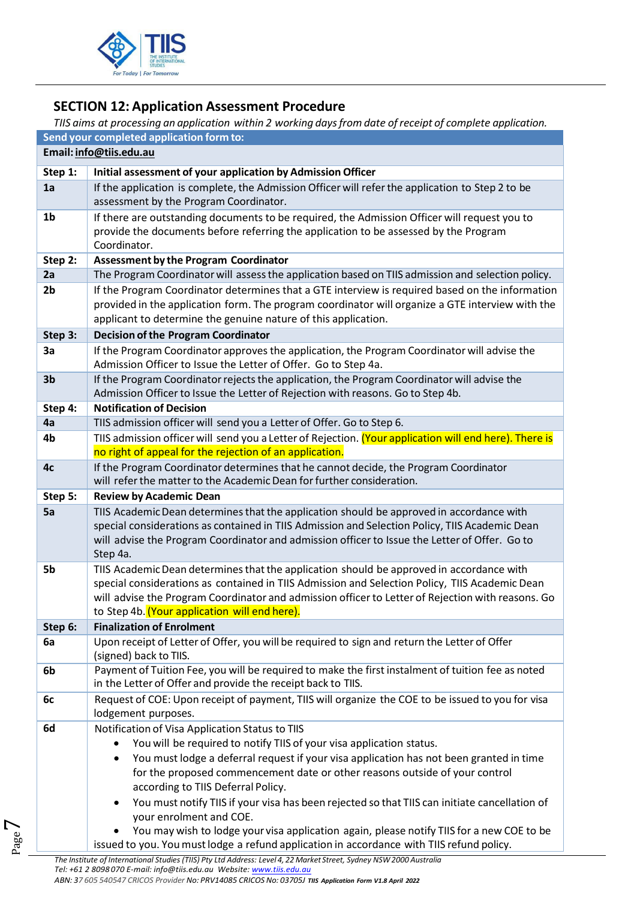## SECTION 12: Application Assessment Procedure

*TIIS aims at processing an application within 2 working days from date of receipt of complete application.*

| Send your completed application form to: | |
|---|---|
| **Email: info@tiis.edu.au** | |
| **Step 1:** | **Initial assessment of your application by Admission Officer** |
| **1a** | If the application is complete, the Admission Officer will refer the application to Step 2 to be assessment by the Program Coordinator. |
| **1b** | If there are outstanding documents to be required, the Admission Officer will request you to provide the documents before referring the application to be assessed by the Program Coordinator. |
| **Step 2:** | **Assessment by the Program Coordinator** |
| **2a** | The Program Coordinator will assess the application based on TIIS admission and selection policy. |
| **2b** | If the Program Coordinator determines that a GTE interview is required based on the information provided in the application form. The program coordinator will organize a GTE interview with the applicant to determine the genuine nature of this application. |
| **Step 3:** | **Decision of the Program Coordinator** |
| **3a** | If the Program Coordinator approves the application, the Program Coordinator will advise the Admission Officer to Issue the Letter of Offer. Go to Step 4a. |
| **3b** | If the Program Coordinator rejects the application, the Program Coordinator will advise the Admission Officer to Issue the Letter of Rejection with reasons. Go to Step 4b. |
| **Step 4:** | **Notification of Decision** |
| **4a** | TIIS admission officer will send you a Letter of Offer. Go to Step 6. |
| **4b** | TIIS admission officer will send you a Letter of Rejection. (Your application will end here). There is no right of appeal for the rejection of an application. |
| **4c** | If the Program Coordinator determines that he cannot decide, the Program Coordinator will refer the matter to the Academic Dean for further consideration. |
| **Step 5:** | **Review by Academic Dean** |
| **5a** | TIIS Academic Dean determines that the application should be approved in accordance with special considerations as contained in TIIS Admission and Selection Policy, TIIS Academic Dean will advise the Program Coordinator and admission officer to Issue the Letter of Offer. Go to Step 4a. |
| **5b** | TIIS Academic Dean determines that the application should be approved in accordance with special considerations as contained in TIIS Admission and Selection Policy, TIIS Academic Dean will advise the Program Coordinator and admission officer to Letter of Rejection with reasons. Go to Step 4b. (Your application will end here). |
| **Step 6:** | **Finalization of Enrolment** |
| **6a** | Upon receipt of Letter of Offer, you will be required to sign and return the Letter of Offer (signed) back to TIIS. |
| **6b** | Payment of Tuition Fee, you will be required to make the first instalment of tuition fee as noted in the Letter of Offer and provide the receipt back to TIIS. |
| **6c** | Request of COE: Upon receipt of payment, TIIS will organize the COE to be issued to you for visa lodgement purposes. |
| **6d** | Notification of Visa Application Status to TIIS<br>• You will be required to notify TIIS of your visa application status.<br>• You must lodge a deferral request if your visa application has not been granted in time for the proposed commencement date or other reasons outside of your control according to TIIS Deferral Policy.<br>• You must notify TIIS if your visa has been rejected so that TIIS can initiate cancellation of your enrolment and COE.<br>• You may wish to lodge your visa application again, please notify TIIS for a new COE to be issued to you. You must lodge a refund application in accordance with TIIS refund policy. |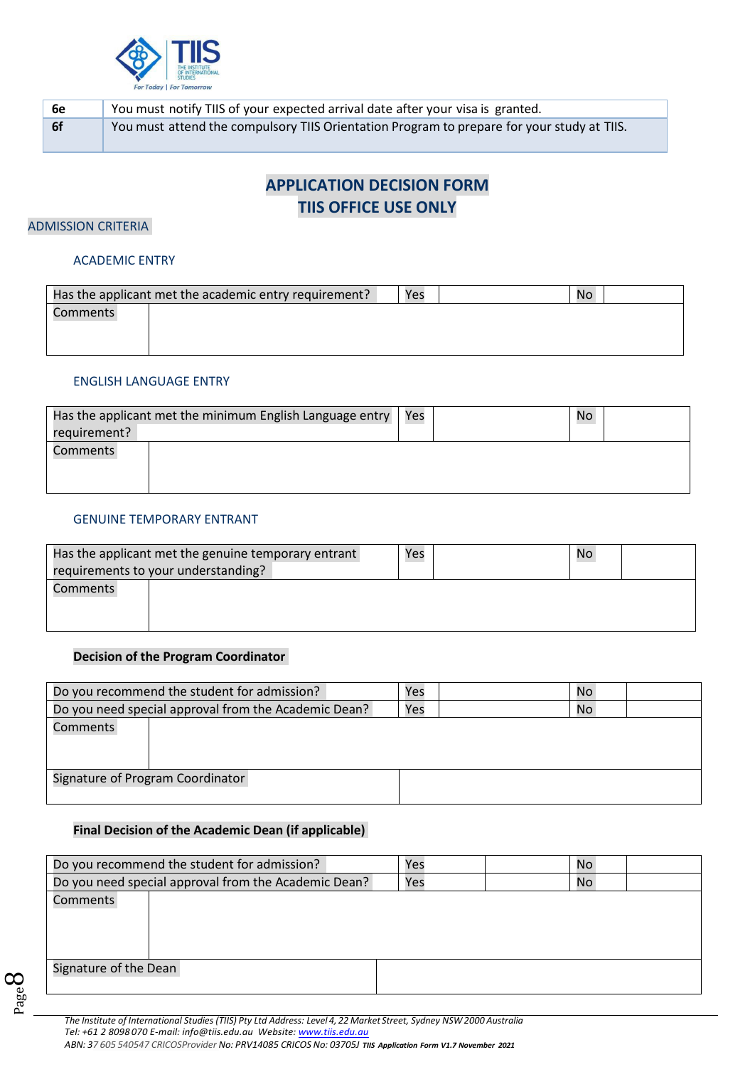| | |
|---|---|
| **6e** | You must notify TIIS of your expected arrival date after your visa is granted. |
| **6f** | You must attend the compulsory TIIS Orientation Program to prepare for your study at TIIS. |

## APPLICATION DECISION FORM
## TIIS OFFICE USE ONLY

ADMISSION CRITERIA

### ACADEMIC ENTRY

| | | | | |
|---|---|---|---|---|
| Has the applicant met the academic entry requirement? | Yes | | No | |
| Comments | | | | |

### ENGLISH LANGUAGE ENTRY

| | | | | |
|---|---|---|---|---|
| Has the applicant met the minimum English Language entry requirement? | Yes | | No | |
| Comments | | | | |

### GENUINE TEMPORARY ENTRANT

| | | | | |
|---|---|---|---|---|
| Has the applicant met the genuine temporary entrant requirements to your understanding? | Yes | | No | |
| Comments | | | | |

**Decision of the Program Coordinator**

| | | | | |
|---|---|---|---|---|
| Do you recommend the student for admission? | Yes | | No | |
| Do you need special approval from the Academic Dean? | Yes | | No | |
| Comments | | | | |
| Signature of Program Coordinator | | | | |

**Final Decision of the Academic Dean (if applicable)**

| | | | | |
|---|---|---|---|---|
| Do you recommend the student for admission? | Yes | | No | |
| Do you need special approval from the Academic Dean? | Yes | | No | |
| Comments | | | | |
| Signature of the Dean | | | | |

*The Institute of International Studies (TIIS) Pty Ltd Address: Level 4, 22 Market Street, Sydney NSW 2000 Australia*
*Tel: +61 2 8098 070 E-mail: info@tiis.edu.au Website: www.tiis.edu.au*
*ABN: 37 605 540547 CRICOSProvider No: PRV14085 CRICOS No: 03705J* ***TIIS Application Form V1.7 November 2021***